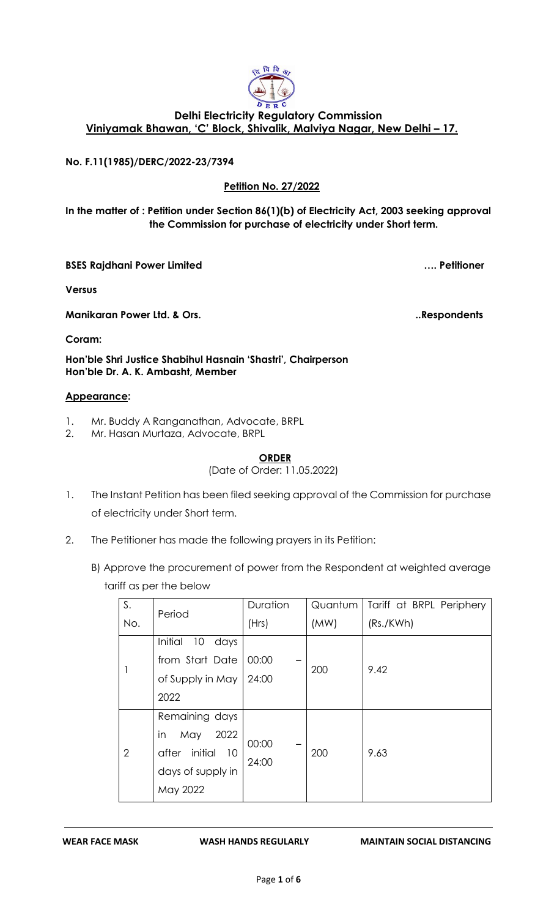**Delhi Electricity Regulatory Commission**
**Viniyamak Bhawan, 'C' Block, Shivalik, Malviya Nagar, New Delhi – 17.**

**No. F.11(1985)/DERC/2022-23/7394**

**Petition No. 27/2022**

**In the matter of : Petition under Section 86(1)(b) of Electricity Act, 2003 seeking approval the Commission for purchase of electricity under Short term.**

**BSES Rajdhani Power Limited** …. **Petitioner**

**Versus**

**Manikaran Power Ltd. & Ors.** ..**Respondents**

**Coram:**

**Hon'ble Shri Justice Shabihul Hasnain 'Shastri', Chairperson**
**Hon'ble Dr. A. K. Ambasht, Member**

**Appearance:**

1. Mr. Buddy A Ranganathan, Advocate, BRPL
2. Mr. Hasan Murtaza, Advocate, BRPL

**ORDER**

(Date of Order: 11.05.2022)

1. The Instant Petition has been filed seeking approval of the Commission for purchase of electricity under Short term.

2. The Petitioner has made the following prayers in its Petition:

   B) Approve the procurement of power from the Respondent at weighted average tariff as per the below

| S. No. | Period | Duration (Hrs) | Quantum (MW) | Tariff at BRPL Periphery (Rs./KWh) |
|---|---|---|---|---|
| 1 | Initial 10 days from Start Date of Supply in May 2022 | 00:00 – 24:00 | 200 | 9.42 |
| 2 | Remaining days in May 2022 after initial 10 days of supply in May 2022 | 00:00 – 24:00 | 200 | 9.63 |

WEAR FACE MASK WASH HANDS REGULARLY MAINTAIN SOCIAL DISTANCING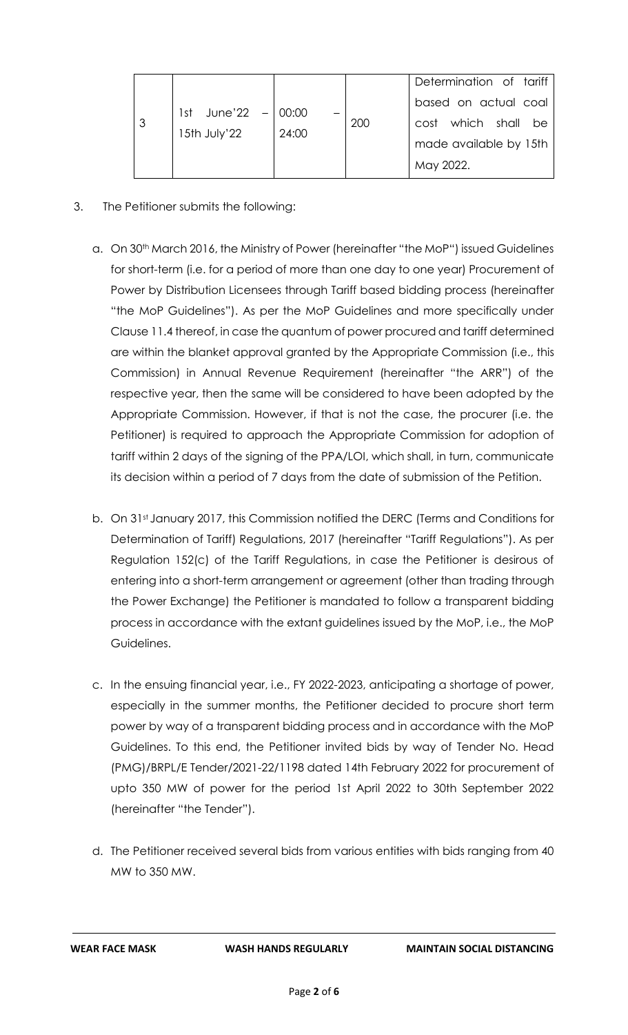| 3 | 1st June'22 – 15th July'22 | 00:00 – 24:00 | 200 | Determination of tariff based on actual coal cost which shall be made available by 15th May 2022. |
|---|---|---|---|---|

3. The Petitioner submits the following:

   a. On 30th March 2016, the Ministry of Power (hereinafter "the MoP") issued Guidelines for short-term (i.e. for a period of more than one day to one year) Procurement of Power by Distribution Licensees through Tariff based bidding process (hereinafter "the MoP Guidelines"). As per the MoP Guidelines and more specifically under Clause 11.4 thereof, in case the quantum of power procured and tariff determined are within the blanket approval granted by the Appropriate Commission (i.e., this Commission) in Annual Revenue Requirement (hereinafter "the ARR") of the respective year, then the same will be considered to have been adopted by the Appropriate Commission. However, if that is not the case, the procurer (i.e. the Petitioner) is required to approach the Appropriate Commission for adoption of tariff within 2 days of the signing of the PPA/LOI, which shall, in turn, communicate its decision within a period of 7 days from the date of submission of the Petition.

   b. On 31st January 2017, this Commission notified the DERC (Terms and Conditions for Determination of Tariff) Regulations, 2017 (hereinafter "Tariff Regulations"). As per Regulation 152(c) of the Tariff Regulations, in case the Petitioner is desirous of entering into a short-term arrangement or agreement (other than trading through the Power Exchange) the Petitioner is mandated to follow a transparent bidding process in accordance with the extant guidelines issued by the MoP, i.e., the MoP Guidelines.

   c. In the ensuing financial year, i.e., FY 2022-2023, anticipating a shortage of power, especially in the summer months, the Petitioner decided to procure short term power by way of a transparent bidding process and in accordance with the MoP Guidelines. To this end, the Petitioner invited bids by way of Tender No. Head (PMG)/BRPL/E Tender/2021-22/1198 dated 14th February 2022 for procurement of upto 350 MW of power for the period 1st April 2022 to 30th September 2022 (hereinafter "the Tender").

   d. The Petitioner received several bids from various entities with bids ranging from 40 MW to 350 MW.

**WEAR FACE MASK** **WASH HANDS REGULARLY** **MAINTAIN SOCIAL DISTANCING**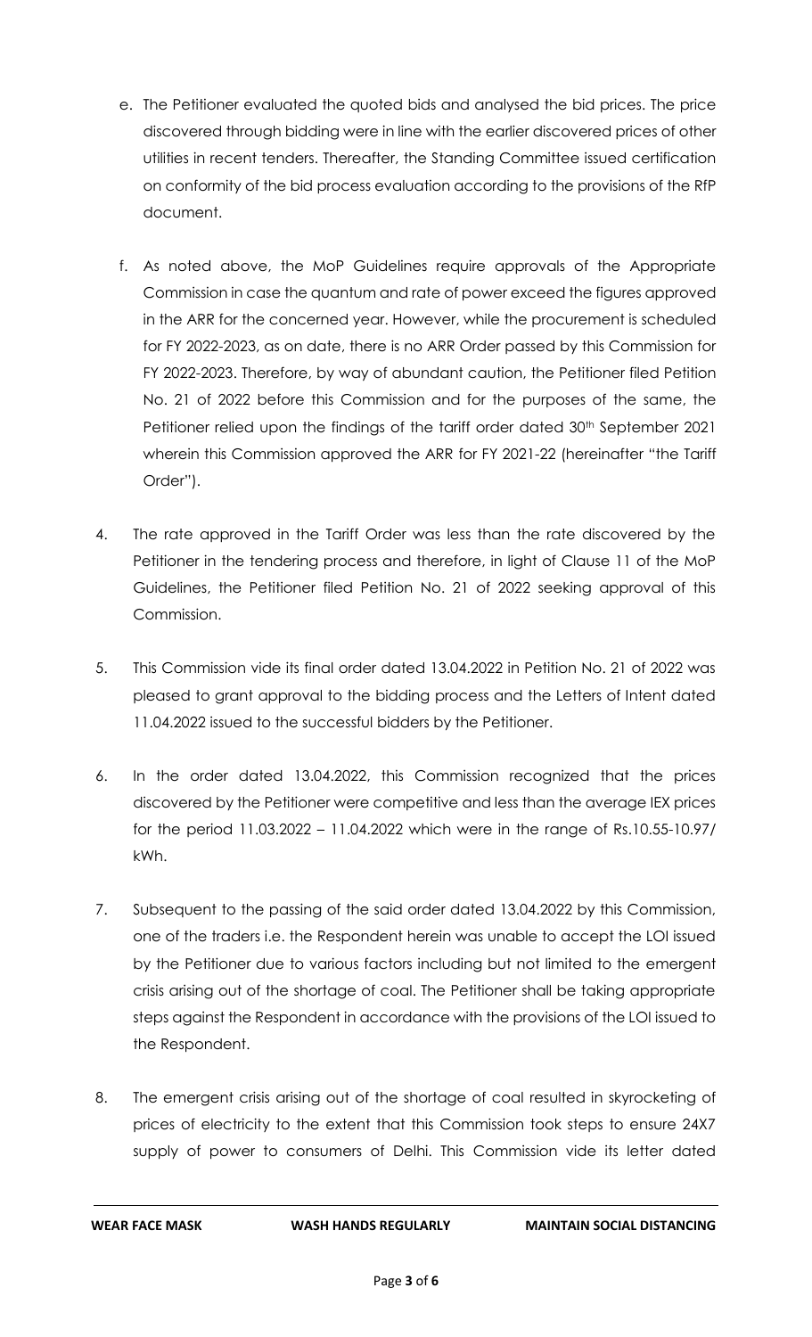e. The Petitioner evaluated the quoted bids and analysed the bid prices. The price discovered through bidding were in line with the earlier discovered prices of other utilities in recent tenders. Thereafter, the Standing Committee issued certification on conformity of the bid process evaluation according to the provisions of the RfP document.

f. As noted above, the MoP Guidelines require approvals of the Appropriate Commission in case the quantum and rate of power exceed the figures approved in the ARR for the concerned year. However, while the procurement is scheduled for FY 2022-2023, as on date, there is no ARR Order passed by this Commission for FY 2022-2023. Therefore, by way of abundant caution, the Petitioner filed Petition No. 21 of 2022 before this Commission and for the purposes of the same, the Petitioner relied upon the findings of the tariff order dated 30th September 2021 wherein this Commission approved the ARR for FY 2021-22 (hereinafter "the Tariff Order").

4. The rate approved in the Tariff Order was less than the rate discovered by the Petitioner in the tendering process and therefore, in light of Clause 11 of the MoP Guidelines, the Petitioner filed Petition No. 21 of 2022 seeking approval of this Commission.

5. This Commission vide its final order dated 13.04.2022 in Petition No. 21 of 2022 was pleased to grant approval to the bidding process and the Letters of Intent dated 11.04.2022 issued to the successful bidders by the Petitioner.

6. In the order dated 13.04.2022, this Commission recognized that the prices discovered by the Petitioner were competitive and less than the average IEX prices for the period 11.03.2022 – 11.04.2022 which were in the range of Rs.10.55-10.97/ kWh.

7. Subsequent to the passing of the said order dated 13.04.2022 by this Commission, one of the traders i.e. the Respondent herein was unable to accept the LOI issued by the Petitioner due to various factors including but not limited to the emergent crisis arising out of the shortage of coal. The Petitioner shall be taking appropriate steps against the Respondent in accordance with the provisions of the LOI issued to the Respondent.

8. The emergent crisis arising out of the shortage of coal resulted in skyrocketing of prices of electricity to the extent that this Commission took steps to ensure 24X7 supply of power to consumers of Delhi. This Commission vide its letter dated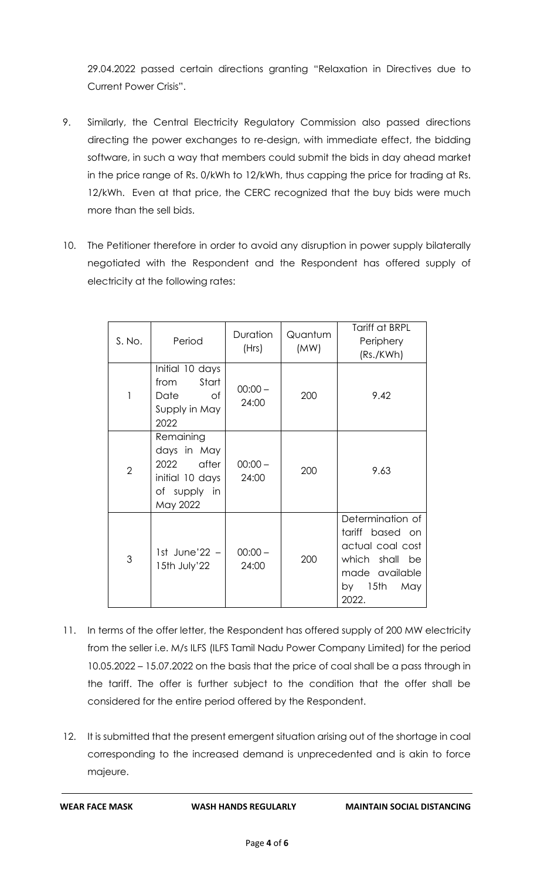29.04.2022 passed certain directions granting "Relaxation in Directives due to Current Power Crisis".

9. Similarly, the Central Electricity Regulatory Commission also passed directions directing the power exchanges to re-design, with immediate effect, the bidding software, in such a way that members could submit the bids in day ahead market in the price range of Rs. 0/kWh to 12/kWh, thus capping the price for trading at Rs. 12/kWh. Even at that price, the CERC recognized that the buy bids were much more than the sell bids.

10. The Petitioner therefore in order to avoid any disruption in power supply bilaterally negotiated with the Respondent and the Respondent has offered supply of electricity at the following rates:

| S. No. | Period | Duration (Hrs) | Quantum (MW) | Tariff at BRPL Periphery (Rs./KWh) |
|---|---|---|---|---|
| 1 | Initial 10 days from Start Date of Supply in May 2022 | 00:00 – 24:00 | 200 | 9.42 |
| 2 | Remaining days in May 2022 after initial 10 days of supply in May 2022 | 00:00 – 24:00 | 200 | 9.63 |
| 3 | 1st June'22 – 15th July'22 | 00:00 – 24:00 | 200 | Determination of tariff based on actual coal cost which shall be made available by 15th May 2022. |

11. In terms of the offer letter, the Respondent has offered supply of 200 MW electricity from the seller i.e. M/s ILFS (ILFS Tamil Nadu Power Company Limited) for the period 10.05.2022 – 15.07.2022 on the basis that the price of coal shall be a pass through in the tariff. The offer is further subject to the condition that the offer shall be considered for the entire period offered by the Respondent.

12. It is submitted that the present emergent situation arising out of the shortage in coal corresponding to the increased demand is unprecedented and is akin to force majeure.

**WEAR FACE MASK** **WASH HANDS REGULARLY** **MAINTAIN SOCIAL DISTANCING**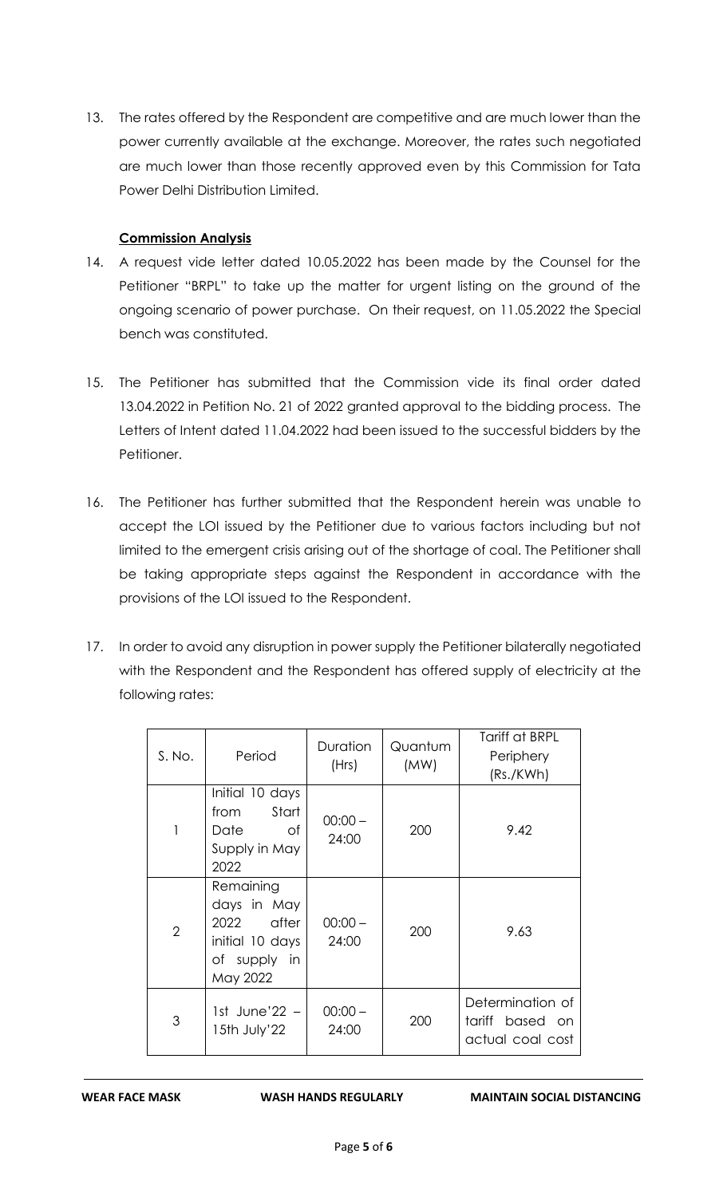13. The rates offered by the Respondent are competitive and are much lower than the power currently available at the exchange. Moreover, the rates such negotiated are much lower than those recently approved even by this Commission for Tata Power Delhi Distribution Limited.

**Commission Analysis**

14. A request vide letter dated 10.05.2022 has been made by the Counsel for the Petitioner "BRPL" to take up the matter for urgent listing on the ground of the ongoing scenario of power purchase. On their request, on 11.05.2022 the Special bench was constituted.

15. The Petitioner has submitted that the Commission vide its final order dated 13.04.2022 in Petition No. 21 of 2022 granted approval to the bidding process. The Letters of Intent dated 11.04.2022 had been issued to the successful bidders by the Petitioner.

16. The Petitioner has further submitted that the Respondent herein was unable to accept the LOI issued by the Petitioner due to various factors including but not limited to the emergent crisis arising out of the shortage of coal. The Petitioner shall be taking appropriate steps against the Respondent in accordance with the provisions of the LOI issued to the Respondent.

17. In order to avoid any disruption in power supply the Petitioner bilaterally negotiated with the Respondent and the Respondent has offered supply of electricity at the following rates:

| S. No. | Period | Duration (Hrs) | Quantum (MW) | Tariff at BRPL Periphery (Rs./KWh) |
|---|---|---|---|---|
| 1 | Initial 10 days from Start Date of Supply in May 2022 | 00:00 – 24:00 | 200 | 9.42 |
| 2 | Remaining days in May 2022 after initial 10 days of supply in May 2022 | 00:00 – 24:00 | 200 | 9.63 |
| 3 | 1st June'22 – 15th July'22 | 00:00 – 24:00 | 200 | Determination of tariff based on actual coal cost |

**WEAR FACE MASK** **WASH HANDS REGULARLY** **MAINTAIN SOCIAL DISTANCING**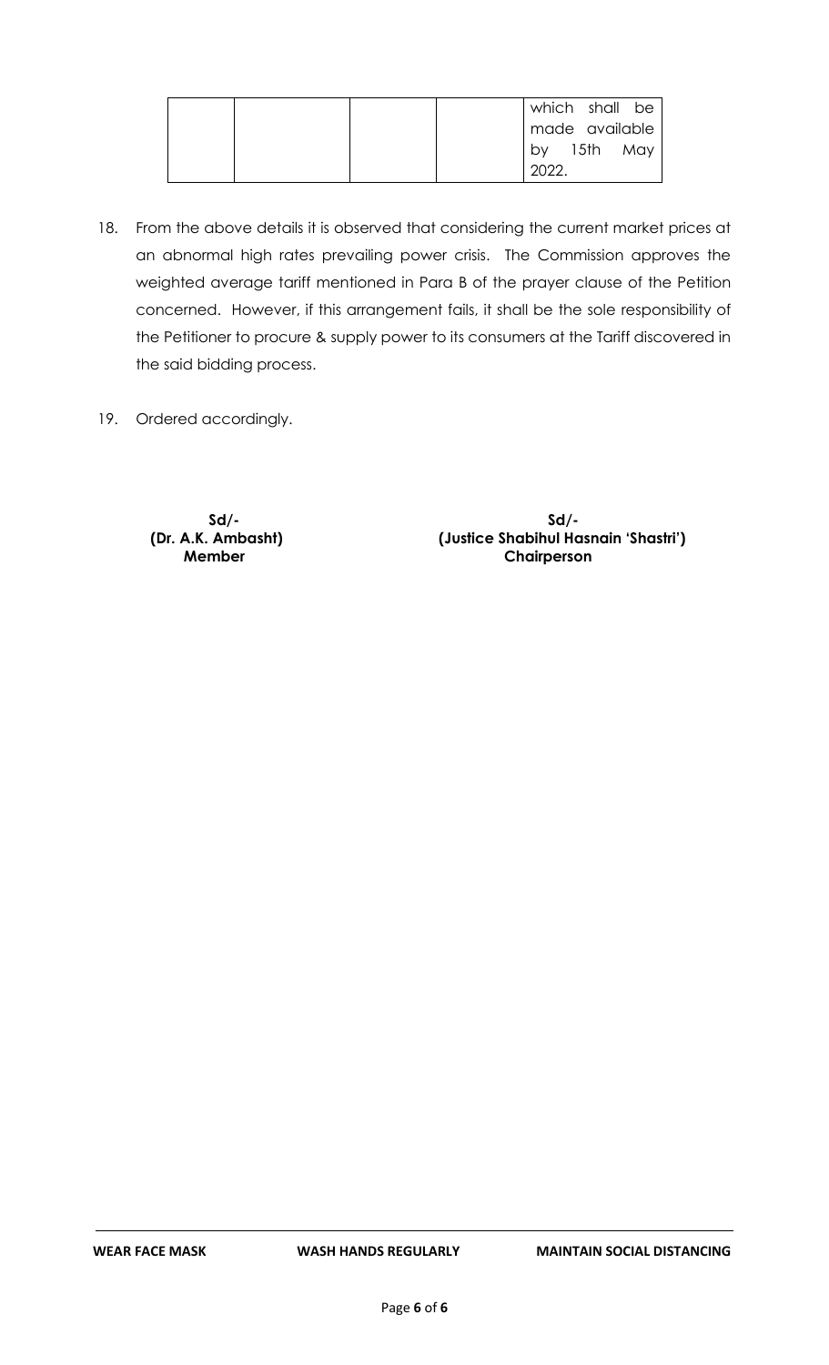| | | | | |
|---|---|---|---|---|
| | | | | which shall be made available by 15th May 2022. |

18. From the above details it is observed that considering the current market prices at an abnormal high rates prevailing power crisis. The Commission approves the weighted average tariff mentioned in Para B of the prayer clause of the Petition concerned. However, if this arrangement fails, it shall be the sole responsibility of the Petitioner to procure & supply power to its consumers at the Tariff discovered in the said bidding process.

19. Ordered accordingly.

**Sd/-**
**(Dr. A.K. Ambasht)**
**Member**

**Sd/-**
**(Justice Shabihul Hasnain 'Shastri')**
**Chairperson**

**WEAR FACE MASK** **WASH HANDS REGULARLY** **MAINTAIN SOCIAL DISTANCING**